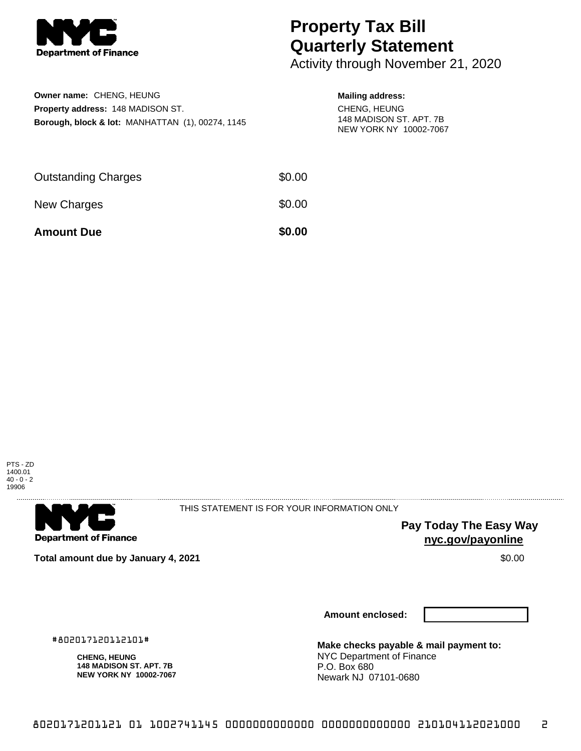# Property Tax Bill Quarterly Statement

Activity through November 21, 2020

**Owner name:** CHENG, HEUNG
**Property address:** 148 MADISON ST.
**Borough, block & lot:** MANHATTAN (1), 00274, 1145

**Mailing address:**
CHENG, HEUNG
148 MADISON ST. APT. 7B
NEW YORK NY 10002-7067

| | |
|---|---|
| Outstanding Charges | $0.00 |
| New Charges | $0.00 |
| **Amount Due** | **$0.00** |

PTS - ZD
1400.01
40 - 0 - 2
19906

THIS STATEMENT IS FOR YOUR INFORMATION ONLY

**Pay Today The Easy Way**
**nyc.gov/payonline**

**Total amount due by January 4, 2021** $0.00

**Amount enclosed:**

#802017120112101#

**CHENG, HEUNG**
**148 MADISON ST. APT. 7B**
**NEW YORK NY 10002-7067**

**Make checks payable & mail payment to:**
NYC Department of Finance
P.O. Box 680
Newark NJ 07101-0680

8020171201121 01 1002741145 0000000000000 0000000000000 210104112021000 2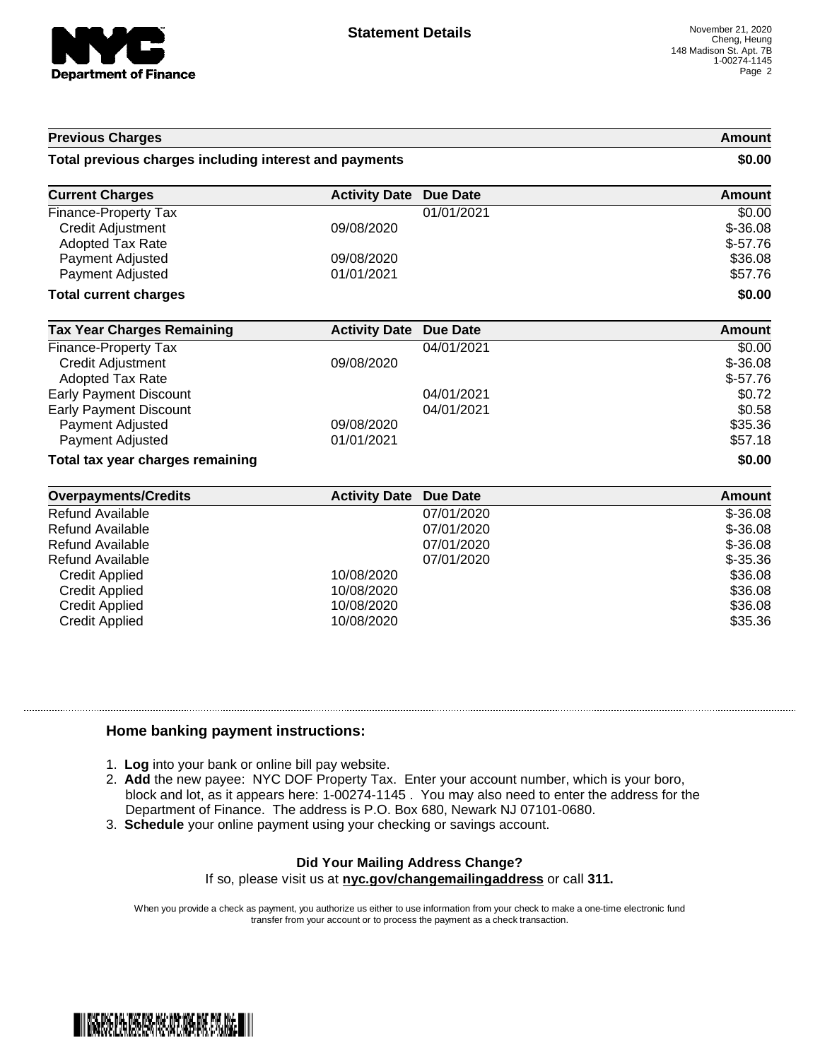Statement Details

November 21, 2020
Cheng, Heung
148 Madison St. Apt. 7B
1-00274-1145

| Previous Charges | Amount |
| --- | --- |
| **Total previous charges including interest and payments** | **$0.00** |

| Current Charges | Activity Date | Due Date | Amount |
| --- | --- | --- | --- |
| Finance-Property Tax | | 01/01/2021 | $0.00 |
| Credit Adjustment | 09/08/2020 | | $-36.08 |
| Adopted Tax Rate | | | $-57.76 |
| Payment Adjusted | 09/08/2020 | | $36.08 |
| Payment Adjusted | 01/01/2021 | | $57.76 |
| **Total current charges** | | | **$0.00** |

| Tax Year Charges Remaining | Activity Date | Due Date | Amount |
| --- | --- | --- | --- |
| Finance-Property Tax | | 04/01/2021 | $0.00 |
| Credit Adjustment | 09/08/2020 | | $-36.08 |
| Adopted Tax Rate | | | $-57.76 |
| Early Payment Discount | | 04/01/2021 | $0.72 |
| Early Payment Discount | | 04/01/2021 | $0.58 |
| Payment Adjusted | 09/08/2020 | | $35.36 |
| Payment Adjusted | 01/01/2021 | | $57.18 |
| **Total tax year charges remaining** | | | **$0.00** |

| Overpayments/Credits | Activity Date | Due Date | Amount |
| --- | --- | --- | --- |
| Refund Available | | 07/01/2020 | $-36.08 |
| Refund Available | | 07/01/2020 | $-36.08 |
| Refund Available | | 07/01/2020 | $-36.08 |
| Refund Available | | 07/01/2020 | $-35.36 |
| Credit Applied | 10/08/2020 | | $36.08 |
| Credit Applied | 10/08/2020 | | $36.08 |
| Credit Applied | 10/08/2020 | | $36.08 |
| Credit Applied | 10/08/2020 | | $35.36 |

## Home banking payment instructions:

1. **Log** into your bank or online bill pay website.
2. **Add** the new payee: NYC DOF Property Tax. Enter your account number, which is your boro, block and lot, as it appears here: 1-00274-1145 . You may also need to enter the address for the Department of Finance. The address is P.O. Box 680, Newark NJ 07101-0680.
3. **Schedule** your online payment using your checking or savings account.

**Did Your Mailing Address Change?**
If so, please visit us at **nyc.gov/changemailingaddress** or call **311.**

When you provide a check as payment, you authorize us either to use information from your check to make a one-time electronic fund transfer from your account or to process the payment as a check transaction.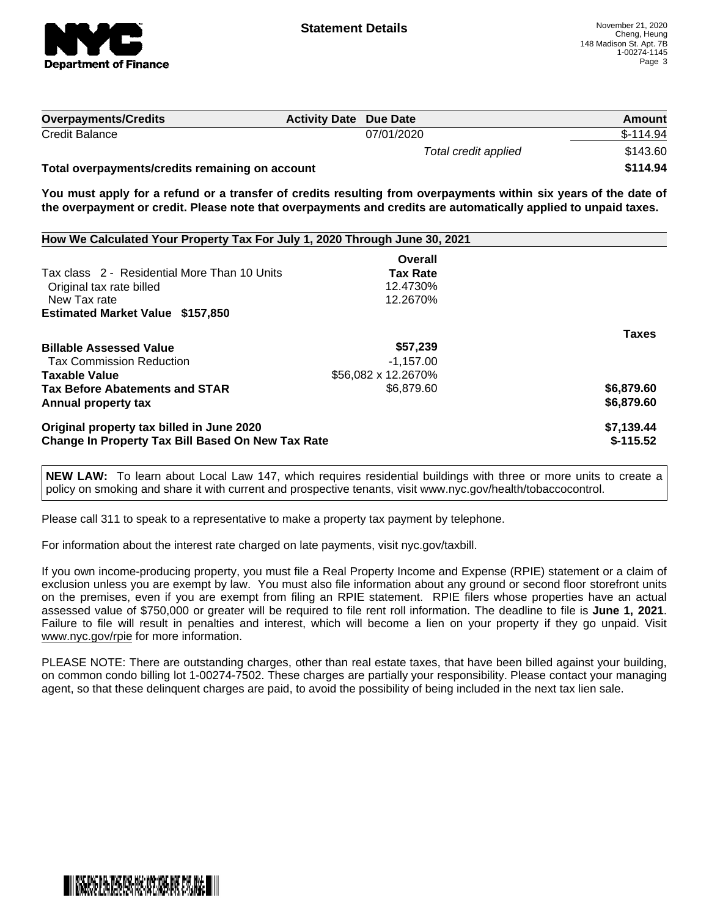**Statement Details**

November 21, 2020
Cheng, Heung
148 Madison St. Apt. 7B
1-00274-1145

| Overpayments/Credits | Activity Date | Due Date | Amount |
|---|---|---|---|
| Credit Balance | | 07/01/2020 | $-114.94 |
| | | *Total credit applied* | $143.60 |
| **Total overpayments/credits remaining on account** | | | **$114.94** |

**You must apply for a refund or a transfer of credits resulting from overpayments within six years of the date of the overpayment or credit. Please note that overpayments and credits are automatically applied to unpaid taxes.**

**How We Calculated Your Property Tax For July 1, 2020 Through June 30, 2021**

| | Overall Tax Rate | |
|---|---|---|
| Tax class 2 - Residential More Than 10 Units | | |
| Original tax rate billed | 12.4730% | |
| New Tax rate | 12.2670% | |
| **Estimated Market Value $157,850** | | |

| | | Taxes |
|---|---|---|
| **Billable Assessed Value** | **$57,239** | |
| Tax Commission Reduction | -1,157.00 | |
| **Taxable Value** | $56,082 x 12.2670% | |
| **Tax Before Abatements and STAR** | $6,879.60 | **$6,879.60** |
| **Annual property tax** | | **$6,879.60** |
| **Original property tax billed in June 2020** | | **$7,139.44** |
| **Change In Property Tax Bill Based On New Tax Rate** | | **$-115.52** |

**NEW LAW:** To learn about Local Law 147, which requires residential buildings with three or more units to create a policy on smoking and share it with current and prospective tenants, visit www.nyc.gov/health/tobaccocontrol.

Please call 311 to speak to a representative to make a property tax payment by telephone.

For information about the interest rate charged on late payments, visit nyc.gov/taxbill.

If you own income-producing property, you must file a Real Property Income and Expense (RPIE) statement or a claim of exclusion unless you are exempt by law. You must also file information about any ground or second floor storefront units on the premises, even if you are exempt from filing an RPIE statement. RPIE filers whose properties have an actual assessed value of $750,000 or greater will be required to file rent roll information. The deadline to file is **June 1, 2021**. Failure to file will result in penalties and interest, which will become a lien on your property if they go unpaid. Visit www.nyc.gov/rpie for more information.

PLEASE NOTE: There are outstanding charges, other than real estate taxes, that have been billed against your building, on common condo billing lot 1-00274-7502. These charges are partially your responsibility. Please contact your managing agent, so that these delinquent charges are paid, to avoid the possibility of being included in the next tax lien sale.